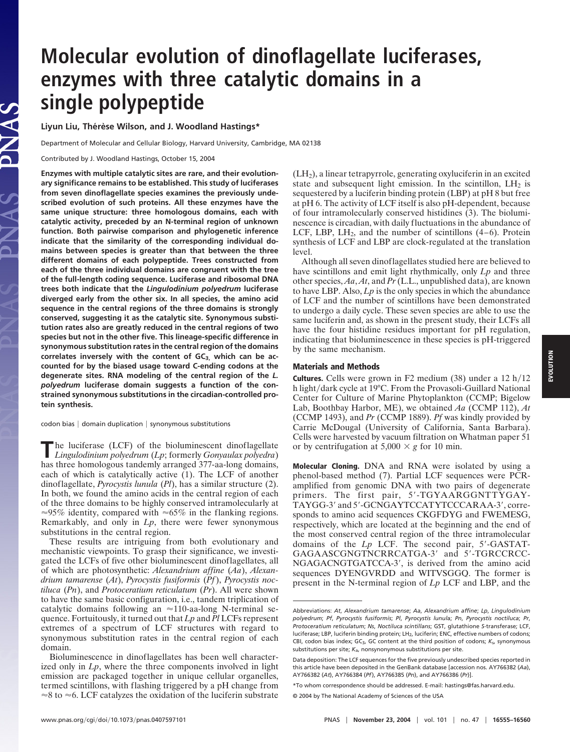# Molecular evolution of dinoflagellate luciferases, enzymes with three catalytic domains in a single polypeptide

**Liyun Liu, Thérèse Wilson, and J. Woodland Hastings***

Department of Molecular and Cellular Biology, Harvard University, Cambridge, MA 02138

Contributed by J. Woodland Hastings, October 15, 2004

**Enzymes with multiple catalytic sites are rare, and their evolutionary significance remains to be established. This study of luciferases from seven dinoflagellate species examines the previously undescribed evolution of such proteins. All these enzymes have the same unique structure: three homologous domains, each with catalytic activity, preceded by an N-terminal region of unknown function. Both pairwise comparison and phylogenetic inference indicate that the similarity of the corresponding individual domains between species is greater than that between the three different domains of each polypeptide. Trees constructed from each of the three individual domains are congruent with the tree of the full-length coding sequence. Luciferase and ribosomal DNA trees both indicate that the *Lingulodinium polyedrum* luciferase diverged early from the other six. In all species, the amino acid sequence in the central regions of the three domains is strongly conserved, suggesting it as the catalytic site. Synonymous substitution rates also are greatly reduced in the central regions of two species but not in the other five. This lineage-specific difference in synonymous substitution rates in the central region of the domains correlates inversely with the content of $GC_3$, which can be accounted for by the biased usage toward C-ending codons at the degenerate sites. RNA modeling of the central region of the *L. polyedrum* luciferase domain suggests a function of the constrained synonymous substitutions in the circadian-controlled protein synthesis.**

codon bias | domain duplication | synonymous substitutions

The luciferase (LCF) of the bioluminescent dinoflagellate *Lingulodinium polyedrum* (*Lp*; formerly *Gonyaulax polyedra*) has three homologous tandemly arranged 377-aa-long domains, each of which is catalytically active (1). The LCF of another dinoflagellate, *Pyrocystis lunula* (*Pl*), has a similar structure (2). In both, we found the amino acids in the central region of each of the three domains to be highly conserved intramolecularly at ≈95% identity, compared with ≈65% in the flanking regions. Remarkably, and only in *Lp*, there were fewer synonymous substitutions in the central region.

These results are intriguing from both evolutionary and mechanistic viewpoints. To grasp their significance, we investigated the LCFs of five other bioluminescent dinoflagellates, all of which are photosynthetic: *Alexandrium affine* (*Aa*), *Alexandrium tamarense* (*At*), *Pyrocystis fusiformis* (*Pf*), *Pyrocystis noctiluca* (*Pn*), and *Protoceratium reticulatum* (*Pr*). All were shown to have the same basic configuration, i.e., tandem triplication of catalytic domains following an ≈110-aa-long N-terminal sequence. Fortuitously, it turned out that *Lp* and *Pl* LCFs represent extremes of a spectrum of LCF structures with regard to synonymous substitution rates in the central region of each domain.

Bioluminescence in dinoflagellates has been well characterized only in *Lp*, where the three components involved in light emission are packaged together in unique cellular organelles, termed scintillons, with flashing triggered by a pH change from ≈8 to ≈6. LCF catalyzes the oxidation of the luciferin substrate ($LH_2$), a linear tetrapyrrole, generating oxyluciferin in an excited state and subsequent light emission. In the scintillon, $LH_2$ is sequestered by a luciferin binding protein (LBP) at pH 8 but free at pH 6. The activity of LCF itself is also pH-dependent, because of four intramolecularly conserved histidines (3). The bioluminescence is circadian, with daily fluctuations in the abundance of LCF, LBP, $LH_2$, and the number of scintillons (4–6). Protein synthesis of LCF and LBP are clock-regulated at the translation level.

Although all seven dinoflagellates studied here are believed to have scintillons and emit light rhythmically, only *Lp* and three other species, *Aa*, *At*, and *Pr* (L.L., unpublished data), are known to have LBP. Also, *Lp* is the only species in which the abundance of LCF and the number of scintillons have been demonstrated to undergo a daily cycle. These seven species are able to use the same luciferin and, as shown in the present study, their LCFs all have the four histidine residues important for pH regulation, indicating that bioluminescence in these species is pH-triggered by the same mechanism.

## Materials and Methods

**Cultures.** Cells were grown in F2 medium (38) under a 12 h/12 h light/dark cycle at 19°C. From the Provasoli-Guillard National Center for Culture of Marine Phytoplankton (CCMP; Bigelow Lab, Boothbay Harbor, ME), we obtained *Aa* (CCMP 112), *At* (CCMP 1493), and *Pr* (CCMP 1889). *Pf* was kindly provided by Carrie McDougal (University of California, Santa Barbara). Cells were harvested by vacuum filtration on Whatman paper 51 or by centrifugation at 5,000 × *g* for 10 min.

**Molecular Cloning.** DNA and RNA were isolated by using a phenol-based method (7). Partial LCF sequences were PCR-amplified from genomic DNA with two pairs of degenerate primers. The first pair, 5′-TGYAARGGNTTYGAYTAYGG-3′ and 5′-GCNGAYTCCATYTCCCARAA-3′, corresponds to amino acid sequences CKGFDYG and FWEMESG, respectively, which are located at the beginning and the end of the most conserved central region of the three intramolecular domains of the *Lp* LCF. The second pair, 5′-GASTATGAGAASCGNGTNCRRCATGA-3′ and 5′-TGRCCRCCNGAGACNGTGATCCA-3′, is derived from the amino acid sequences DYENGVRDD and WITVSGGQ. The former is present in the N-terminal region of *Lp* LCF and LBP, and the

---

Abbreviations: *At*, *Alexandrium tamarense*; *Aa*, *Alexandrium affine*; *Lp*, *Lingulodinium polyedrum*; *Pf*, *Pyrocystis fusiformis*; *Pl*, *Pyrocystis lunula*; *Pn*, *Pyrocystis noctiluca*; *Pr*, *Protoceratium reticulatum*; *Ns*, *Noctiluca scintillans*; GST, glutathione *S*-transferase; LCF, luciferase; LBP, luciferin binding protein; $LH_2$, luciferin; ENC, effective numbers of codons; CBI, codon bias index; $GC_3$, GC content at the third position of codons; $K_s$, synonymous substitutions per site; $K_a$, nonsynonymous substitutions per site.

Data deposition: The LCF sequences for the five previously undescribed species reported in this article have been deposited in the GenBank database [accession nos. AY766382 (*Aa*), AY766382 (*At*), AY766384 (*Pf*), AY766385 (*Pn*), and AY766386 (*Pr*)].

*To whom correspondence should be addressed. E-mail: hastings@fas.harvard.edu.

© 2004 by The National Academy of Sciences of the USA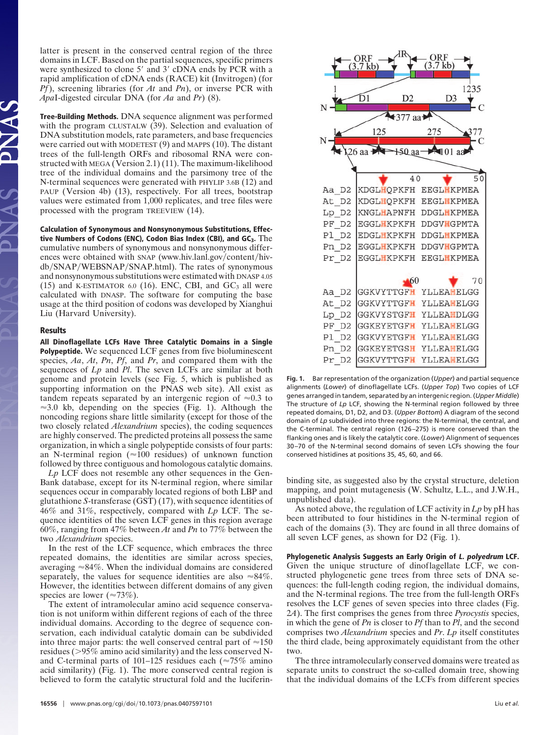latter is present in the conserved central region of the three domains in LCF. Based on the partial sequences, specific primers were synthesized to clone 5′ and 3′ cDNA ends by PCR with a rapid amplification of cDNA ends (RACE) kit (Invitrogen) (for *Pf*), screening libraries (for *At* and *Pn*), or inverse PCR with *Apa*I-digested circular DNA (for *Aa* and *Pr*) (8).

**Tree-Building Methods.** DNA sequence alignment was performed with the program CLUSTALW (39). Selection and evaluation of DNA substitution models, rate parameters, and base frequencies were carried out with MODETEST (9) and MAPPS (10). The distant trees of the full-length ORFs and ribosomal RNA were constructed with MEGA (Version 2.1) (11). The maximum-likelihood tree of the individual domains and the parsimony tree of the N-terminal sequences were generated with PHYLIP 3.6B (12) and PAUP (Version 4b) (13), respectively. For all trees, bootstrap values were estimated from 1,000 replicates, and tree files were processed with the program TREEVIEW (14).

**Calculation of Synonymous and Nonsynonymous Substitutions, Effective Numbers of Codons (ENC), Codon Bias Index (CBI), and $GC_3$.** The cumulative numbers of synonymous and nonsynonymous differences were obtained with SNAP (www.hiv.lanl.gov/content/hiv-db/SNAP/WEBSNAP/SNAP.html). The rates of synonymous and nonsynonymous substitutions were estimated with DNASP 4.05 (15) and K-ESTIMATOR 6.0 (16). ENC, CBI, and $GC_3$ all were calculated with DNASP. The software for computing the base usage at the third position of codons was developed by Xianghui Liu (Harvard University).

## Results

**All Dinoflagellate LCFs Have Three Catalytic Domains in a Single Polypeptide.** We sequenced LCF genes from five bioluminescent species, *Aa*, *At*, *Pn*, *Pf*, and *Pr*, and compared them with the sequences of *Lp* and *Pl*. The seven LCFs are similar at both genome and protein levels (see Fig. 5, which is published as supporting information on the PNAS web site). All exist as tandem repeats separated by an intergenic region of ≈0.3 to ≈3.0 kb, depending on the species (Fig. 1). Although the noncoding regions share little similarity (except for those of the two closely related *Alexandrium* species), the coding sequences are highly conserved. The predicted proteins all possess the same organization, in which a single polypeptide consists of four parts: an N-terminal region (≈100 residues) of unknown function followed by three contiguous and homologous catalytic domains.

*Lp* LCF does not resemble any other sequences in the GenBank database, except for its N-terminal region, where similar sequences occur in comparably located regions of both LBP and glutathione *S*-transferase (GST) (17), with sequence identities of 46% and 31%, respectively, compared with *Lp* LCF. The sequence identities of the seven LCF genes in this region average 60%, ranging from 47% between *At* and *Pn* to 77% between the two *Alexandrium* species.

In the rest of the LCF sequence, which embraces the three repeated domains, the identities are similar across species, averaging ≈84%. When the individual domains are considered separately, the values for sequence identities are also ≈84%. However, the identities between different domains of any given species are lower (≈73%).

The extent of intramolecular amino acid sequence conservation is not uniform within different regions of each of the three individual domains. According to the degree of sequence conservation, each individual catalytic domain can be subdivided into three major parts: the well conserved central part of ≈150 residues (>95% amino acid similarity) and the less conserved N- and C-terminal parts of 101–125 residues each (≈75% amino acid similarity) (Fig. 1). The more conserved central region is believed to form the catalytic structural fold and the luciferin-binding site, as suggested also by the crystal structure, deletion mapping, and point mutagenesis (W. Schultz, L.L., and J.W.H., unpublished data).

As noted above, the regulation of LCF activity in *Lp* by pH has been attributed to four histidines in the N-terminal region of each of the domains (3). They are found in all three domains of all seven LCF genes, as shown for D2 (Fig. 1).

**Fig. 1.** Bar representation of the organization (*Upper*) and partial sequence alignments (*Lower*) of dinoflagellate LCFs. (*Upper Top*) Two copies of LCF genes arranged in tandem, separated by an intergenic region. (*Upper Middle*) The structure of *Lp* LCF, showing the N-terminal region followed by three repeated domains, D1, D2, and D3. (*Upper Bottom*) A diagram of the second domain of *Lp* subdivided into three regions: the N-terminal, the central, and the C-terminal. The central region (126–275) is more conserved than the flanking ones and is likely the catalytic core. (*Lower*) Alignment of sequences 30–70 of the N-terminal second domains of seven LCFs showing the four conserved histidines at positions 35, 45, 60, and 66.

**Phylogenetic Analysis Suggests an Early Origin of *L. polyedrum* LCF.** Given the unique structure of dinoflagellate LCF, we constructed phylogenetic gene trees from three sets of DNA sequences: the full-length coding region, the individual domains, and the N-terminal regions. The tree from the full-length ORFs resolves the LCF genes of seven species into three clades (Fig. 2*A*). The first comprises the genes from three *Pyrocystis* species, in which the gene of *Pn* is closer to *Pf* than to *Pl*, and the second comprises two *Alexandrium* species and *Pr*. *Lp* itself constitutes the third clade, being approximately equidistant from the other two.

The three intramolecularly conserved domains were treated as separate units to construct the so-called domain tree, showing that the individual domains of the LCFs from different species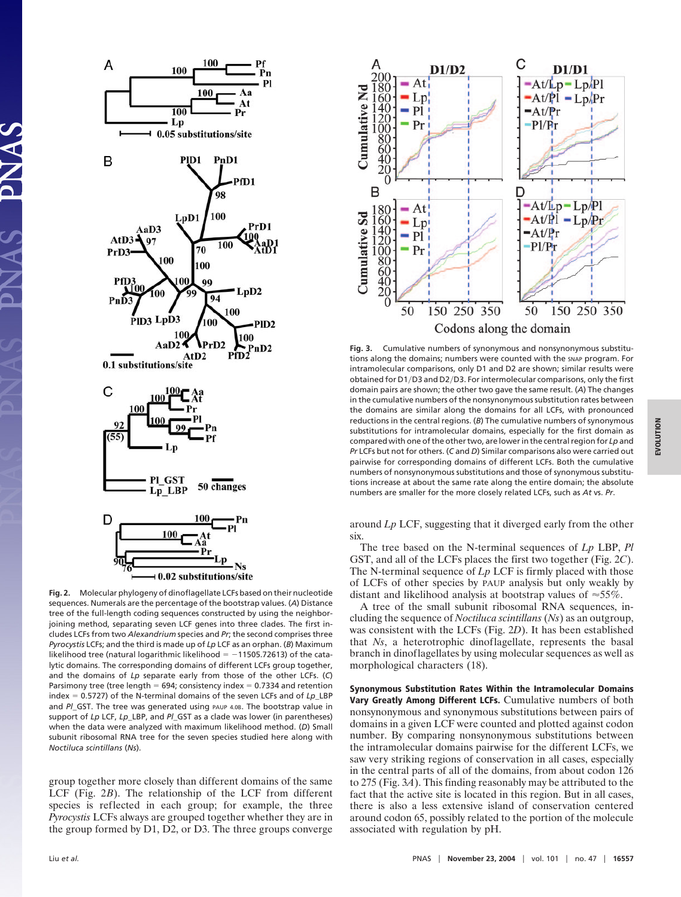**Fig. 2.** Molecular phylogeny of dinoflagellate LCFs based on their nucleotide sequences. Numerals are the percentage of the bootstrap values. (*A*) Distance tree of the full-length coding sequences constructed by using the neighbor-joining method, separating seven LCF genes into three clades. The first includes LCFs from two *Alexandrium* species and *Pr*; the second comprises three *Pyrocystis* LCFs; and the third is made up of *Lp* LCF as an orphan. (*B*) Maximum likelihood tree (natural logarithmic likelihood = −11505.72613) of the catalytic domains. The corresponding domains of different LCFs group together, and the domains of *Lp* separate early from those of the other LCFs. (*C*) Parsimony tree (tree length = 694; consistency index = 0.7334 and retention index = 0.5727) of the N-terminal domains of the seven LCFs and of *Lp*_LBP and *Pl*_GST. The tree was generated using PAUP 4.0B. The bootstrap value in support of *Lp* LCF, *Lp*_LBP, and *Pl*_GST as a clade was lower (in parentheses) when the data were analyzed with maximum likelihood method. (*D*) Small subunit ribosomal RNA tree for the seven species studied here along with *Noctiluca scintillans* (*Ns*).

group together more closely than different domains of the same LCF (Fig. 2*B*). The relationship of the LCF from different species is reflected in each group; for example, the three *Pyrocystis* LCFs always are grouped together whether they are in the group formed by D1, D2, or D3. The three groups converge around *Lp* LCF, suggesting that it diverged early from the other six.

The tree based on the N-terminal sequences of *Lp* LBP, *Pl* GST, and all of the LCFs places the first two together (Fig. 2*C*). The N-terminal sequence of *Lp* LCF is firmly placed with those of LCFs of other species by PAUP analysis but only weakly by distant and likelihood analysis at bootstrap values of ≈55%.

A tree of the small subunit ribosomal RNA sequences, including the sequence of *Noctiluca scintillans* (*Ns*) as an outgroup, was consistent with the LCFs (Fig. 2*D*). It has been established that *Ns*, a heterotrophic dinoflagellate, represents the basal branch in dinoflagellates by using molecular sequences as well as morphological characters (18).

**Fig. 3.** Cumulative numbers of synonymous and nonsynonymous substitutions along the domains; numbers were counted with the SNAP program. For intramolecular comparisons, only D1 and D2 are shown; similar results were obtained for D1/D3 and D2/D3. For intermolecular comparisons, only the first domain pairs are shown; the other two gave the same result. (*A*) The changes in the cumulative numbers of the nonsynonymous substitution rates between the domains are similar along the domains for all LCFs, with pronounced reductions in the central regions. (*B*) The cumulative numbers of synonymous substitutions for intramolecular domains, especially for the first domain as compared with one of the other two, are lower in the central region for *Lp* and *Pr* LCFs but not for others. (*C* and *D*) Similar comparisons also were carried out pairwise for corresponding domains of different LCFs. Both the cumulative numbers of nonsynonymous substitutions and those of synonymous substitutions increase at about the same rate along the entire domain; the absolute numbers are smaller for the more closely related LCFs, such as *At* vs. *Pr*.

**Synonymous Substitution Rates Within the Intramolecular Domains Vary Greatly Among Different LCFs.** Cumulative numbers of both nonsynonymous and synonymous substitutions between pairs of domains in a given LCF were counted and plotted against codon number. By comparing nonsynonymous substitutions between the intramolecular domains pairwise for the different LCFs, we saw very striking regions of conservation in all cases, especially in the central parts of all of the domains, from about codon 126 to 275 (Fig. 3*A*). This finding reasonably may be attributed to the fact that the active site is located in this region. But in all cases, there is also a less extensive island of conservation centered around codon 65, possibly related to the portion of the molecule associated with regulation by pH.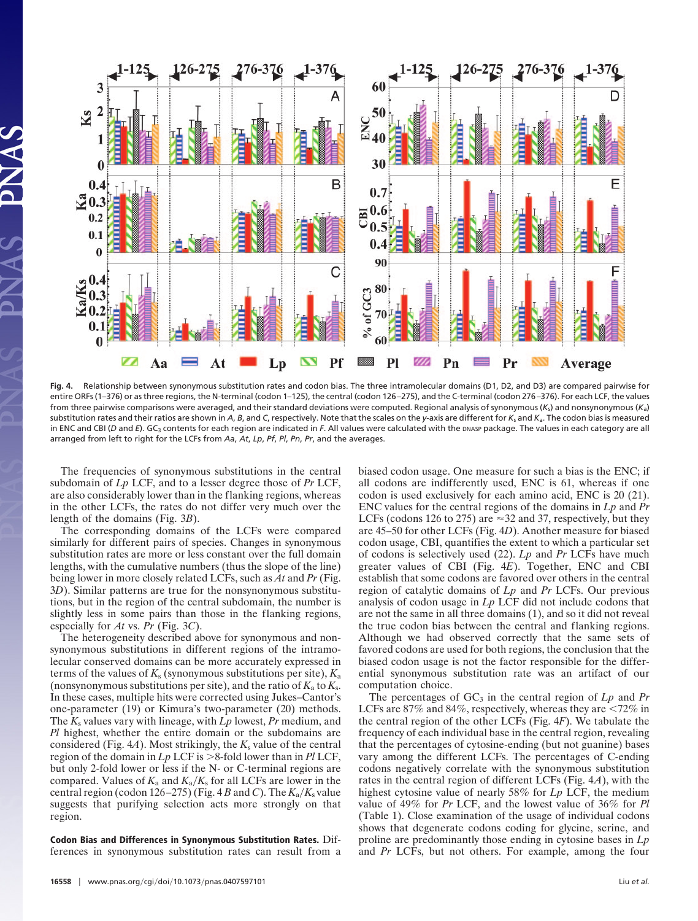**Fig. 4.** Relationship between synonymous substitution rates and codon bias. The three intramolecular domains (D1, D2, and D3) are compared pairwise for entire ORFs (1–376) or as three regions, the N-terminal (codon 1–125), the central (codon 126–275), and the C-terminal (codon 276–376). For each LCF, the values from three pairwise comparisons were averaged, and their standard deviations were computed. Regional analysis of synonymous ($K_s$) and nonsynonymous ($K_a$) substitution rates and their ratios are shown in *A*, *B*, and *C*, respectively. Note that the scales on the *y*-axis are different for $K_s$ and $K_a$. The codon bias is measured in ENC and CBI (*D* and *E*). $GC_3$ contents for each region are indicated in *F*. All values were calculated with the DNASP package. The values in each category are all arranged from left to right for the LCFs from *Aa*, *At*, *Lp*, *Pf*, *Pl*, *Pn*, *Pr*, and the averages.

The frequencies of synonymous substitutions in the central subdomain of *Lp* LCF, and to a lesser degree those of *Pr* LCF, are also considerably lower than in the flanking regions, whereas in the other LCFs, the rates do not differ very much over the length of the domains (Fig. 3*B*).

The corresponding domains of the LCFs were compared similarly for different pairs of species. Changes in synonymous substitution rates are more or less constant over the full domain lengths, with the cumulative numbers (thus the slope of the line) being lower in more closely related LCFs, such as *At* and *Pr* (Fig. 3*D*). Similar patterns are true for the nonsynonymous substitutions, but in the region of the central subdomain, the number is slightly less in some pairs than those in the flanking regions, especially for *At* vs. *Pr* (Fig. 3*C*).

The heterogeneity described above for synonymous and nonsynonymous substitutions in different regions of the intramolecular conserved domains can be more accurately expressed in terms of the values of $K_s$ (synonymous substitutions per site), $K_a$ (nonsynonymous substitutions per site), and the ratio of $K_a$ to $K_s$. In these cases, multiple hits were corrected using Jukes–Cantor's one-parameter (19) or Kimura's two-parameter (20) methods. The $K_s$ values vary with lineage, with *Lp* lowest, *Pr* medium, and *Pl* highest, whether the entire domain or the subdomains are considered (Fig. 4*A*). Most strikingly, the $K_s$ value of the central region of the domain in *Lp* LCF is >8-fold lower than in *Pl* LCF, but only 2-fold lower or less if the N- or C-terminal regions are compared. Values of $K_a$ and $K_a/K_s$ for all LCFs are lower in the central region (codon 126–275) (Fig. 4 *B* and *C*). The $K_a/K_s$ value suggests that purifying selection acts more strongly on that region.

**Codon Bias and Differences in Synonymous Substitution Rates.** Differences in synonymous substitution rates can result from a biased codon usage. One measure for such a bias is the ENC; if all codons are indifferently used, ENC is 61, whereas if one codon is used exclusively for each amino acid, ENC is 20 (21). ENC values for the central regions of the domains in *Lp* and *Pr* LCFs (codons 126 to 275) are ≈32 and 37, respectively, but they are 45–50 for other LCFs (Fig. 4*D*). Another measure for biased codon usage, CBI, quantifies the extent to which a particular set of codons is selectively used (22). *Lp* and *Pr* LCFs have much greater values of CBI (Fig. 4*E*). Together, ENC and CBI establish that some codons are favored over others in the central region of catalytic domains of *Lp* and *Pr* LCFs. Our previous analysis of codon usage in *Lp* LCF did not include codons that are not the same in all three domains (1), and so it did not reveal the true codon bias between the central and flanking regions. Although we had observed correctly that the same sets of favored codons are used for both regions, the conclusion that the biased codon usage is not the factor responsible for the differential synonymous substitution rate was an artifact of our computation choice.

The percentages of $GC_3$ in the central region of *Lp* and *Pr* LCFs are 87% and 84%, respectively, whereas they are <72% in the central region of the other LCFs (Fig. 4*F*). We tabulate the frequency of each individual base in the central region, revealing that the percentages of cytosine-ending (but not guanine) bases vary among the different LCFs. The percentages of C-ending codons negatively correlate with the synonymous substitution rates in the central region of different LCFs (Fig. 4*A*), with the highest cytosine value of nearly 58% for *Lp* LCF, the medium value of 49% for *Pr* LCF, and the lowest value of 36% for *Pl* (Table 1). Close examination of the usage of individual codons shows that degenerate codons coding for glycine, serine, and proline are predominantly those ending in cytosine bases in *Lp* and *Pr* LCFs, but not others. For example, among the four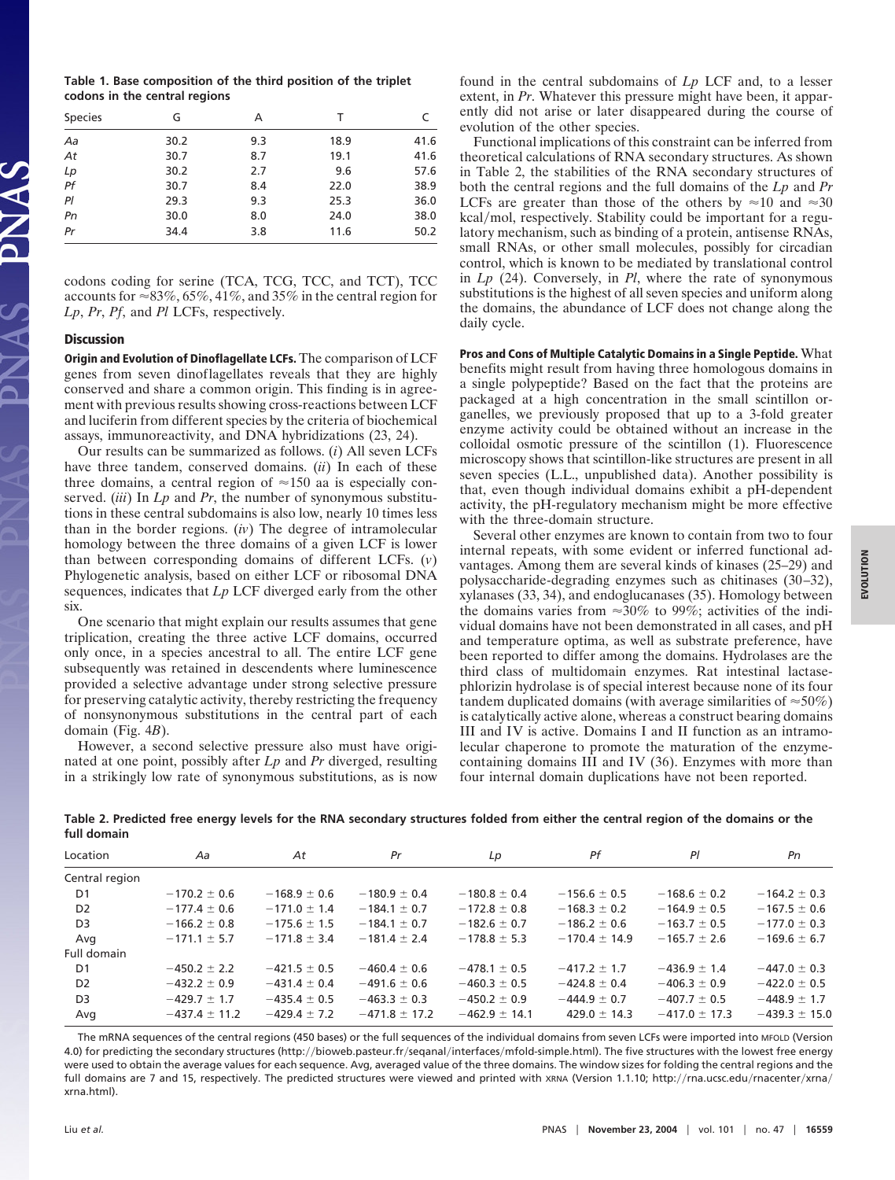**Table 1. Base composition of the third position of the triplet codons in the central regions**

| Species | G | A | T | C |
|---|---|---|---|---|
| *Aa* | 30.2 | 9.3 | 18.9 | 41.6 |
| *At* | 30.7 | 8.7 | 19.1 | 41.6 |
| *Lp* | 30.2 | 2.7 | 9.6 | 57.6 |
| *Pf* | 30.7 | 8.4 | 22.0 | 38.9 |
| *Pl* | 29.3 | 9.3 | 25.3 | 36.0 |
| *Pn* | 30.0 | 8.0 | 24.0 | 38.0 |
| *Pr* | 34.4 | 3.8 | 11.6 | 50.2 |

codons coding for serine (TCA, TCG, TCC, and TCT), TCC accounts for ≈83%, 65%, 41%, and 35% in the central region for *Lp*, *Pr*, *Pf*, and *Pl* LCFs, respectively.

## Discussion

**Origin and Evolution of Dinoflagellate LCFs.** The comparison of LCF genes from seven dinoflagellates reveals that they are highly conserved and share a common origin. This finding is in agreement with previous results showing cross-reactions between LCF and luciferin from different species by the criteria of biochemical assays, immunoreactivity, and DNA hybridizations (23, 24).

Our results can be summarized as follows. (*i*) All seven LCFs have three tandem, conserved domains. (*ii*) In each of these three domains, a central region of ≈150 aa is especially conserved. (*iii*) In *Lp* and *Pr*, the number of synonymous substitutions in these central subdomains is also low, nearly 10 times less than in the border regions. (*iv*) The degree of intramolecular homology between the three domains of a given LCF is lower than between corresponding domains of different LCFs. (*v*) Phylogenetic analysis, based on either LCF or ribosomal DNA sequences, indicates that *Lp* LCF diverged early from the other six.

One scenario that might explain our results assumes that gene triplication, creating the three active LCF domains, occurred only once, in a species ancestral to all. The entire LCF gene subsequently was retained in descendents where luminescence provided a selective advantage under strong selective pressure for preserving catalytic activity, thereby restricting the frequency of nonsynonymous substitutions in the central part of each domain (Fig. 4*B*).

However, a second selective pressure also must have originated at one point, possibly after *Lp* and *Pr* diverged, resulting in a strikingly low rate of synonymous substitutions, as is now found in the central subdomains of *Lp* LCF and, to a lesser extent, in *Pr*. Whatever this pressure might have been, it apparently did not arise or later disappeared during the course of evolution of the other species.

Functional implications of this constraint can be inferred from theoretical calculations of RNA secondary structures. As shown in Table 2, the stabilities of the RNA secondary structures of both the central regions and the full domains of the *Lp* and *Pr* LCFs are greater than those of the others by ≈10 and ≈30 kcal/mol, respectively. Stability could be important for a regulatory mechanism, such as binding of a protein, antisense RNAs, small RNAs, or other small molecules, possibly for circadian control, which is known to be mediated by translational control in *Lp* (24). Conversely, in *Pl*, where the rate of synonymous substitutions is the highest of all seven species and uniform along the domains, the abundance of LCF does not change along the daily cycle.

**Pros and Cons of Multiple Catalytic Domains in a Single Peptide.** What benefits might result from having three homologous domains in a single polypeptide? Based on the fact that the proteins are packaged at a high concentration in the small scintillon organelles, we previously proposed that up to a 3-fold greater enzyme activity could be obtained without an increase in the colloidal osmotic pressure of the scintillon (1). Fluorescence microscopy shows that scintillon-like structures are present in all seven species (L.L., unpublished data). Another possibility is that, even though individual domains exhibit a pH-dependent activity, the pH-regulatory mechanism might be more effective with the three-domain structure.

Several other enzymes are known to contain from two to four internal repeats, with some evident or inferred functional advantages. Among them are several kinds of kinases (25–29) and polysaccharide-degrading enzymes such as chitinases (30–32), xylanases (33, 34), and endoglucanases (35). Homology between the domains varies from ≈30% to 99%; activities of the individual domains have not been demonstrated in all cases, and pH and temperature optima, as well as substrate preference, have been reported to differ among the domains. Hydrolases are the third class of multidomain enzymes. Rat intestinal lactase-phlorizin hydrolase is of special interest because none of its four tandem duplicated domains (with average similarities of ≈50%) is catalytically active alone, whereas a construct bearing domains III and IV is active. Domains I and II function as an intramolecular chaperone to promote the maturation of the enzyme-containing domains III and IV (36). Enzymes with more than four internal domain duplications have not been reported.

**Table 2. Predicted free energy levels for the RNA secondary structures folded from either the central region of the domains or the full domain**

| Location | *Aa* | *At* | *Pr* | *Lp* | *Pf* | *Pl* | *Pn* |
|---|---|---|---|---|---|---|---|
| Central region | | | | | | | |
| D1 | −170.2 ± 0.6 | −168.9 ± 0.6 | −180.9 ± 0.4 | −180.8 ± 0.4 | −156.6 ± 0.5 | −168.6 ± 0.2 | −164.2 ± 0.3 |
| D2 | −177.4 ± 0.6 | −171.0 ± 1.4 | −184.1 ± 0.7 | −172.8 ± 0.8 | −168.3 ± 0.2 | −164.9 ± 0.5 | −167.5 ± 0.6 |
| D3 | −166.2 ± 0.8 | −175.6 ± 1.5 | −184.1 ± 0.7 | −182.6 ± 0.7 | −186.2 ± 0.6 | −163.7 ± 0.5 | −177.0 ± 0.3 |
| Avg | −171.1 ± 5.7 | −171.8 ± 3.4 | −181.4 ± 2.4 | −178.8 ± 5.3 | −170.4 ± 14.9 | −165.7 ± 2.6 | −169.6 ± 6.7 |
| Full domain | | | | | | | |
| D1 | −450.2 ± 2.2 | −421.5 ± 0.5 | −460.4 ± 0.6 | −478.1 ± 0.5 | −417.2 ± 1.7 | −436.9 ± 1.4 | −447.0 ± 0.3 |
| D2 | −432.2 ± 0.9 | −431.4 ± 0.4 | −491.6 ± 0.6 | −460.3 ± 0.5 | −424.8 ± 0.4 | −406.3 ± 0.9 | −422.0 ± 0.5 |
| D3 | −429.7 ± 1.7 | −435.4 ± 0.5 | −463.3 ± 0.3 | −450.2 ± 0.9 | −444.9 ± 0.7 | −407.7 ± 0.5 | −448.9 ± 1.7 |
| Avg | −437.4 ± 11.2 | −429.4 ± 7.2 | −471.8 ± 17.2 | −462.9 ± 14.1 | 429.0 ± 14.3 | −417.0 ± 17.3 | −439.3 ± 15.0 |

The mRNA sequences of the central regions (450 bases) or the full sequences of the individual domains from seven LCFs were imported into MFOLD (Version 4.0) for predicting the secondary structures (http://bioweb.pasteur.fr/seqanal/interfaces/mfold-simple.html). The five structures with the lowest free energy were used to obtain the average values for each sequence. Avg, averaged value of the three domains. The window sizes for folding the central regions and the full domains are 7 and 15, respectively. The predicted structures were viewed and printed with XRNA (Version 1.1.10; http://rna.ucsc.edu/rnacenter/xrna/xrna.html).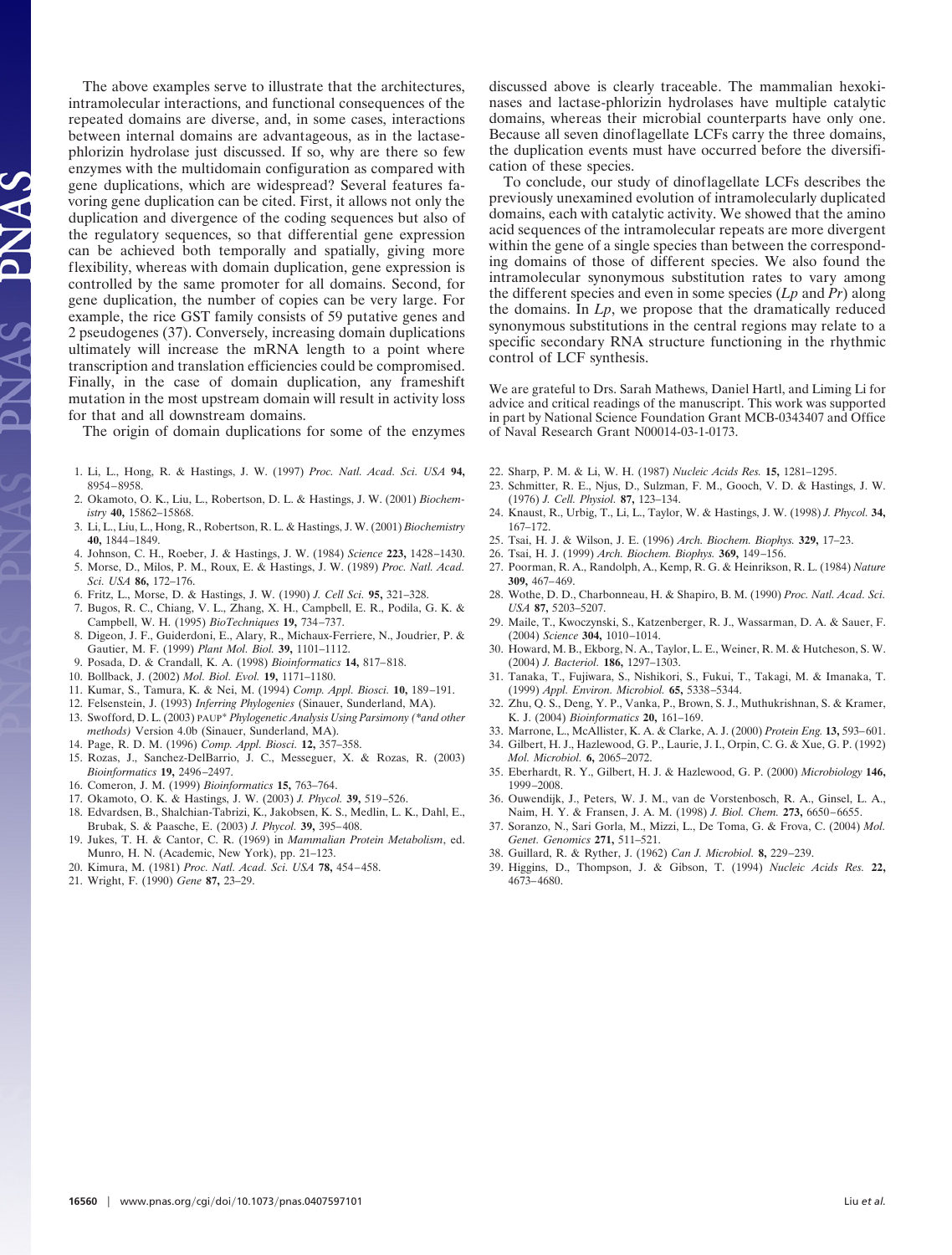The above examples serve to illustrate that the architectures, intramolecular interactions, and functional consequences of the repeated domains are diverse, and, in some cases, interactions between internal domains are advantageous, as in the lactase-phlorizin hydrolase just discussed. If so, why are there so few enzymes with the multidomain configuration as compared with gene duplications, which are widespread? Several features favoring gene duplication can be cited. First, it allows not only the duplication and divergence of the coding sequences but also of the regulatory sequences, so that differential gene expression can be achieved both temporally and spatially, giving more flexibility, whereas with domain duplication, gene expression is controlled by the same promoter for all domains. Second, for gene duplication, the number of copies can be very large. For example, the rice GST family consists of 59 putative genes and 2 pseudogenes (37). Conversely, increasing domain duplications ultimately will increase the mRNA length to a point where transcription and translation efficiencies could be compromised. Finally, in the case of domain duplication, any frameshift mutation in the most upstream domain will result in activity loss for that and all downstream domains.

The origin of domain duplications for some of the enzymes discussed above is clearly traceable. The mammalian hexokinases and lactase-phlorizin hydrolases have multiple catalytic domains, whereas their microbial counterparts have only one. Because all seven dinoflagellate LCFs carry the three domains, the duplication events must have occurred before the diversification of these species.

To conclude, our study of dinoflagellate LCFs describes the previously unexamined evolution of intramolecularly duplicated domains, each with catalytic activity. We showed that the amino acid sequences of the intramolecular repeats are more divergent within the gene of a single species than between the corresponding domains of those of different species. We also found the intramolecular synonymous substitution rates to vary among the different species and even in some species (*Lp* and *Pr*) along the domains. In *Lp*, we propose that the dramatically reduced synonymous substitutions in the central regions may relate to a specific secondary RNA structure functioning in the rhythmic control of LCF synthesis.

We are grateful to Drs. Sarah Mathews, Daniel Hartl, and Liming Li for advice and critical readings of the manuscript. This work was supported in part by National Science Foundation Grant MCB-0343407 and Office of Naval Research Grant N00014-03-1-0173.

1. Li, L., Hong, R. & Hastings, J. W. (1997) *Proc. Natl. Acad. Sci. USA* **94,** 8954–8958.
2. Okamoto, O. K., Liu, L., Robertson, D. L. & Hastings, J. W. (2001) *Biochemistry* **40,** 15862–15868.
3. Li, L., Liu, L., Hong, R., Robertson, R. L. & Hastings, J. W. (2001) *Biochemistry* **40,** 1844–1849.
4. Johnson, C. H., Roeber, J. & Hastings, J. W. (1984) *Science* **223,** 1428–1430.
5. Morse, D., Milos, P. M., Roux, E. & Hastings, J. W. (1989) *Proc. Natl. Acad. Sci. USA* **86,** 172–176.
6. Fritz, L., Morse, D. & Hastings, J. W. (1990) *J. Cell Sci.* **95,** 321–328.
7. Bugos, R. C., Chiang, V. L., Zhang, X. H., Campbell, E. R., Podila, G. K. & Campbell, W. H. (1995) *BioTechniques* **19,** 734–737.
8. Digeon, J. F., Guiderdoni, E., Alary, R., Michaux-Ferriere, N., Joudrier, P. & Gautier, M. F. (1999) *Plant Mol. Biol.* **39,** 1101–1112.
9. Posada, D. & Crandall, K. A. (1998) *Bioinformatics* **14,** 817–818.
10. Bollback, J. (2002) *Mol. Biol. Evol.* **19,** 1171–1180.
11. Kumar, S., Tamura, K. & Nei, M. (1994) *Comp. Appl. Biosci.* **10,** 189–191.
12. Felsenstein, J. (1993) *Inferring Phylogenies* (Sinauer, Sunderland, MA).
13. Swofford, D. L. (2003) PAUP* *Phylogenetic Analysis Using Parsimony (*and other methods)* Version 4.0b (Sinauer, Sunderland, MA).
14. Page, R. D. M. (1996) *Comp. Appl. Biosci.* **12,** 357–358.
15. Rozas, J., Sanchez-DelBarrio, J. C., Messeguer, X. & Rozas, R. (2003) *Bioinformatics* **19,** 2496–2497.
16. Comeron, J. M. (1999) *Bioinformatics* **15,** 763–764.
17. Okamoto, O. K. & Hastings, J. W. (2003) *J. Phycol.* **39,** 519–526.
18. Edvardsen, B., Shalchian-Tabrizi, K., Jakobsen, K. S., Medlin, L. K., Dahl, E., Brubak, S. & Paasche, E. (2003) *J. Phycol.* **39,** 395–408.
19. Jukes, T. H. & Cantor, C. R. (1969) in *Mammalian Protein Metabolism*, ed. Munro, H. N. (Academic, New York), pp. 21–123.
20. Kimura, M. (1981) *Proc. Natl. Acad. Sci. USA* **78,** 454–458.
21. Wright, F. (1990) *Gene* **87,** 23–29.
22. Sharp, P. M. & Li, W. H. (1987) *Nucleic Acids Res.* **15,** 1281–1295.
23. Schmitter, R. E., Njus, D., Sulzman, F. M., Gooch, V. D. & Hastings, J. W. (1976) *J. Cell. Physiol.* **87,** 123–134.
24. Knaust, R., Urbig, T., Li, L., Taylor, W. & Hastings, J. W. (1998) *J. Phycol.* **34,** 167–172.
25. Tsai, H. J. & Wilson, J. E. (1996) *Arch. Biochem. Biophys.* **329,** 17–23.
26. Tsai, H. J. (1999) *Arch. Biochem. Biophys.* **369,** 149–156.
27. Poorman, R. A., Randolph, A., Kemp, R. G. & Heinrikson, R. L. (1984) *Nature* **309,** 467–469.
28. Wothe, D. D., Charbonneau, H. & Shapiro, B. M. (1990) *Proc. Natl. Acad. Sci. USA* **87,** 5203–5207.
29. Maile, T., Kwoczynski, S., Katzenberger, R. J., Wassarman, D. A. & Sauer, F. (2004) *Science* **304,** 1010–1014.
30. Howard, M. B., Ekborg, N. A., Taylor, L. E., Weiner, R. M. & Hutcheson, S. W. (2004) *J. Bacteriol.* **186,** 1297–1303.
31. Tanaka, T., Fujiwara, S., Nishikori, S., Fukui, T., Takagi, M. & Imanaka, T. (1999) *Appl. Environ. Microbiol.* **65,** 5338–5344.
32. Zhu, Q. S., Deng, Y. P., Vanka, P., Brown, S. J., Muthukrishnan, S. & Kramer, K. J. (2004) *Bioinformatics* **20,** 161–169.
33. Marrone, L., McAllister, K. A. & Clarke, A. J. (2000) *Protein Eng.* **13,** 593–601.
34. Gilbert, H. J., Hazlewood, G. P., Laurie, J. I., Orpin, C. G. & Xue, G. P. (1992) *Mol. Microbiol.* **6,** 2065–2072.
35. Eberhardt, R. Y., Gilbert, H. J. & Hazlewood, G. P. (2000) *Microbiology* **146,** 1999–2008.
36. Ouwendijk, J., Peters, W. J. M., van de Vorstenbosch, R. A., Ginsel, L. A., Naim, H. Y. & Fransen, J. A. M. (1998) *J. Biol. Chem.* **273,** 6650–6655.
37. Soranzo, N., Sari Gorla, M., Mizzi, L., De Toma, G. & Frova, C. (2004) *Mol. Genet. Genomics* **271,** 511–521.
38. Guillard, R. & Ryther, J. (1962) *Can J. Microbiol.* **8,** 229–239.
39. Higgins, D., Thompson, J. & Gibson, T. (1994) *Nucleic Acids Res.* **22,** 4673–4680.